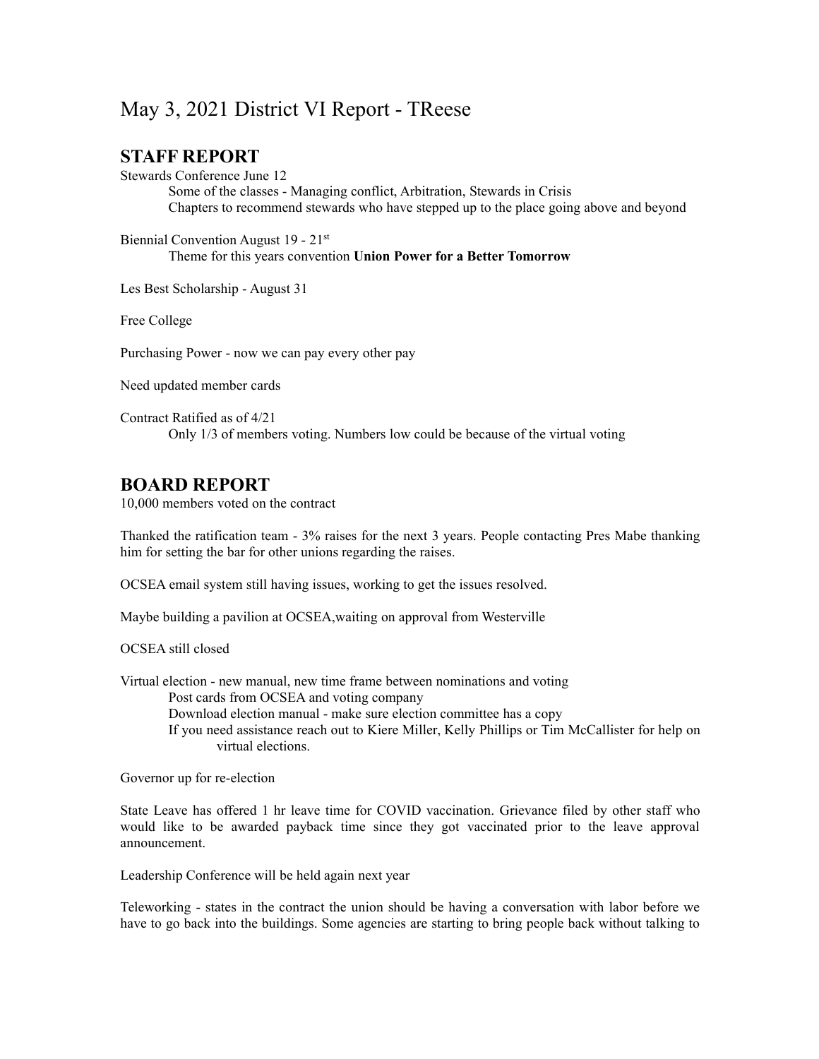# May 3, 2021 District VI Report - TReese

## STAFF REPORT

Stewards Conference June 12

Some of the classes - Managing conflict, Arbitration, Stewards in Crisis

Chapters to recommend stewards who have stepped up to the place going above and beyond

Biennial Convention August 19 - 21st

Theme for this years convention **Union Power for a Better Tomorrow**

Les Best Scholarship - August 31

Free College

Purchasing Power - now we can pay every other pay

Need updated member cards

Contract Ratified as of 4/21

Only 1/3 of members voting. Numbers low could be because of the virtual voting

## BOARD REPORT

10,000 members voted on the contract

Thanked the ratification team - 3% raises for the next 3 years. People contacting Pres Mabe thanking him for setting the bar for other unions regarding the raises.

OCSEA email system still having issues, working to get the issues resolved.

Maybe building a pavilion at OCSEA,waiting on approval from Westerville

OCSEA still closed

Virtual election - new manual, new time frame between nominations and voting

Post cards from OCSEA and voting company

Download election manual - make sure election committee has a copy

If you need assistance reach out to Kiere Miller, Kelly Phillips or Tim McCallister for help on virtual elections.

Governor up for re-election

State Leave has offered 1 hr leave time for COVID vaccination. Grievance filed by other staff who would like to be awarded payback time since they got vaccinated prior to the leave approval announcement.

Leadership Conference will be held again next year

Teleworking - states in the contract the union should be having a conversation with labor before we have to go back into the buildings. Some agencies are starting to bring people back without talking to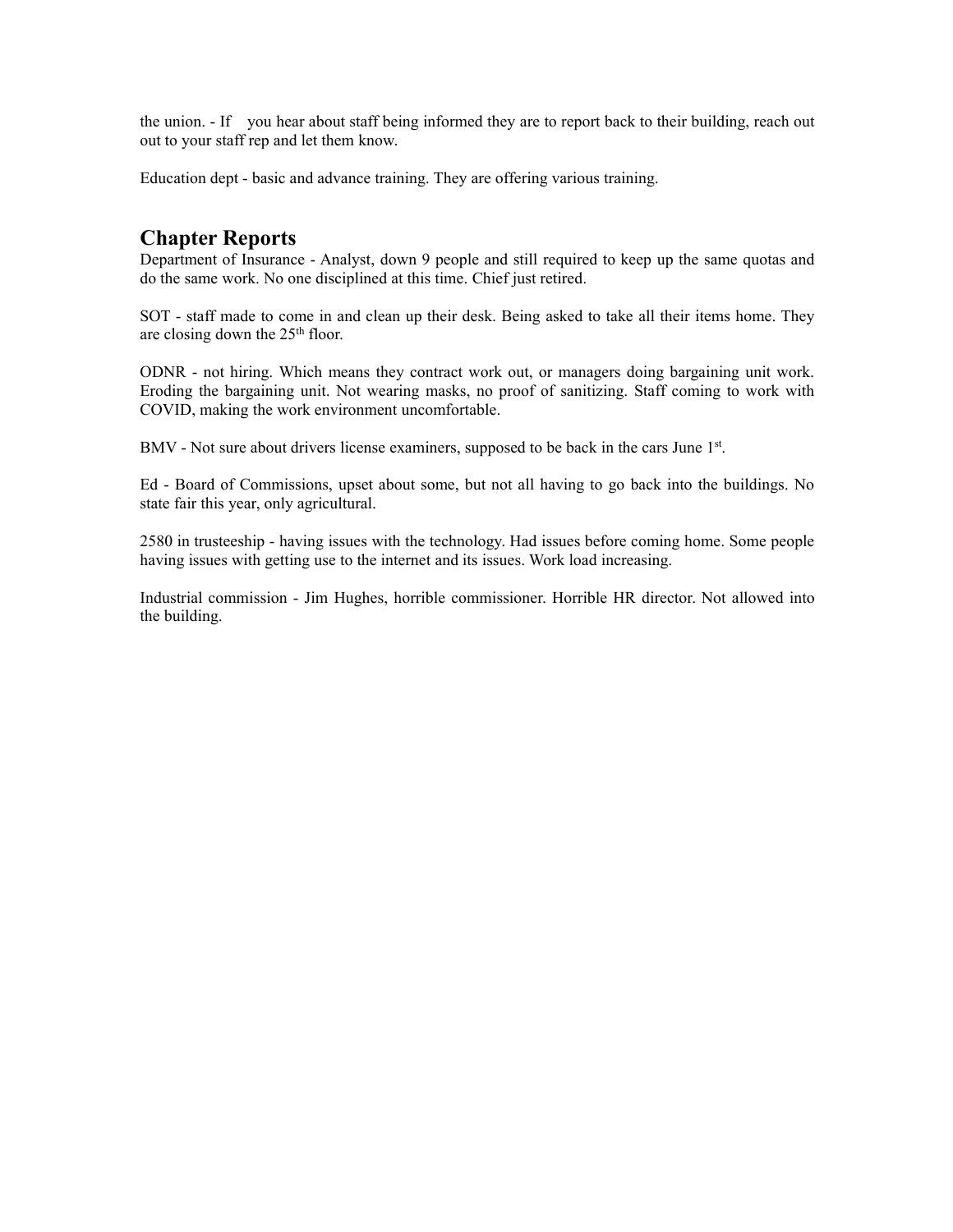the union. - If you hear about staff being informed they are to report back to their building, reach out out to your staff rep and let them know.

Education dept - basic and advance training. They are offering various training.

## Chapter Reports

Department of Insurance - Analyst, down 9 people and still required to keep up the same quotas and do the same work. No one disciplined at this time. Chief just retired.

SOT - staff made to come in and clean up their desk. Being asked to take all their items home. They are closing down the 25th floor.

ODNR - not hiring. Which means they contract work out, or managers doing bargaining unit work. Eroding the bargaining unit. Not wearing masks, no proof of sanitizing. Staff coming to work with COVID, making the work environment uncomfortable.

BMV - Not sure about drivers license examiners, supposed to be back in the cars June 1st.

Ed - Board of Commissions, upset about some, but not all having to go back into the buildings. No state fair this year, only agricultural.

2580 in trusteeship - having issues with the technology. Had issues before coming home. Some people having issues with getting use to the internet and its issues. Work load increasing.

Industrial commission - Jim Hughes, horrible commissioner. Horrible HR director. Not allowed into the building.